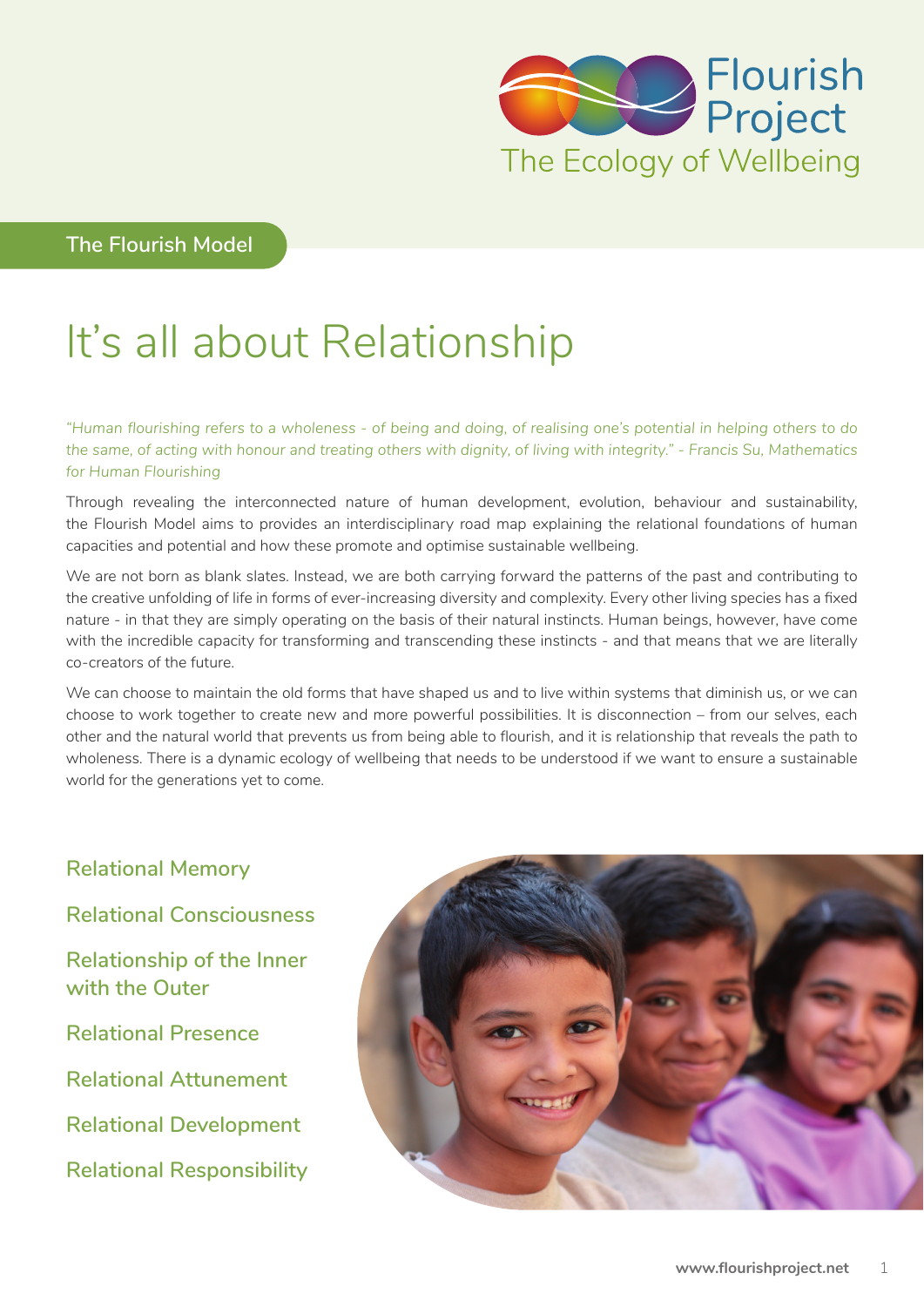Flourish Project

The Ecology of Wellbeing

The Flourish Model

# It's all about Relationship

*"Human flourishing refers to a wholeness - of being and doing, of realising one's potential in helping others to do the same, of acting with honour and treating others with dignity, of living with integrity." - Francis Su, Mathematics for Human Flourishing*

Through revealing the interconnected nature of human development, evolution, behaviour and sustainability, the Flourish Model aims to provides an interdisciplinary road map explaining the relational foundations of human capacities and potential and how these promote and optimise sustainable wellbeing.

We are not born as blank slates. Instead, we are both carrying forward the patterns of the past and contributing to the creative unfolding of life in forms of ever-increasing diversity and complexity. Every other living species has a fixed nature - in that they are simply operating on the basis of their natural instincts. Human beings, however, have come with the incredible capacity for transforming and transcending these instincts - and that means that we are literally co-creators of the future.

We can choose to maintain the old forms that have shaped us and to live within systems that diminish us, or we can choose to work together to create new and more powerful possibilities. It is disconnection – from our selves, each other and the natural world that prevents us from being able to flourish, and it is relationship that reveals the path to wholeness. There is a dynamic ecology of wellbeing that needs to be understood if we want to ensure a sustainable world for the generations yet to come.

- Relational Memory
- Relational Consciousness
- Relationship of the Inner with the Outer
- Relational Presence
- Relational Attunement
- Relational Development
- Relational Responsibility

www.flourishproject.net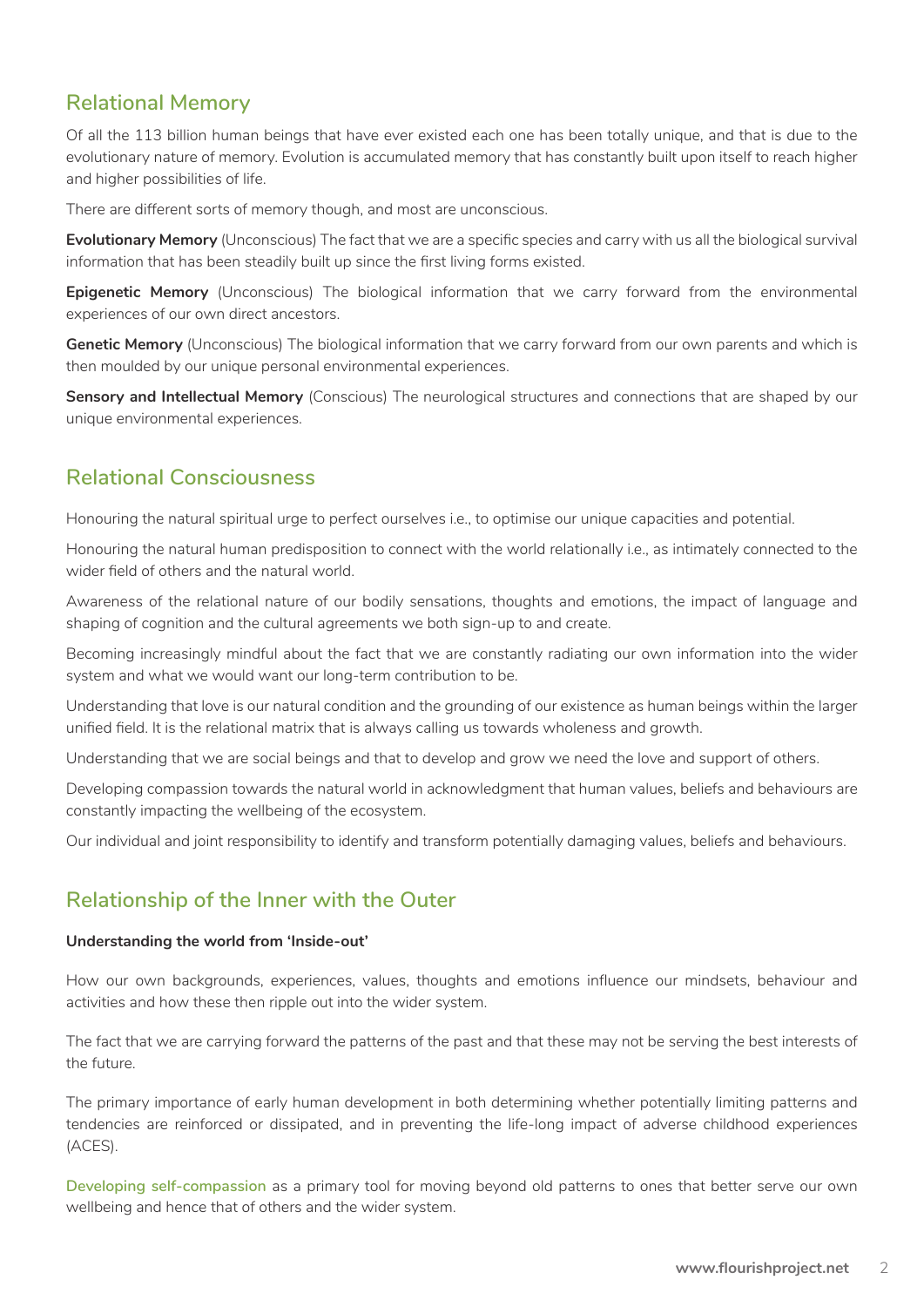## Relational Memory

Of all the 113 billion human beings that have ever existed each one has been totally unique, and that is due to the evolutionary nature of memory. Evolution is accumulated memory that has constantly built upon itself to reach higher and higher possibilities of life.

There are different sorts of memory though, and most are unconscious.

**Evolutionary Memory** (Unconscious) The fact that we are a specific species and carry with us all the biological survival information that has been steadily built up since the first living forms existed.

**Epigenetic Memory** (Unconscious) The biological information that we carry forward from the environmental experiences of our own direct ancestors.

**Genetic Memory** (Unconscious) The biological information that we carry forward from our own parents and which is then moulded by our unique personal environmental experiences.

**Sensory and Intellectual Memory** (Conscious) The neurological structures and connections that are shaped by our unique environmental experiences.

## Relational Consciousness

Honouring the natural spiritual urge to perfect ourselves i.e., to optimise our unique capacities and potential.

Honouring the natural human predisposition to connect with the world relationally i.e., as intimately connected to the wider field of others and the natural world.

Awareness of the relational nature of our bodily sensations, thoughts and emotions, the impact of language and shaping of cognition and the cultural agreements we both sign-up to and create.

Becoming increasingly mindful about the fact that we are constantly radiating our own information into the wider system and what we would want our long-term contribution to be.

Understanding that love is our natural condition and the grounding of our existence as human beings within the larger unified field. It is the relational matrix that is always calling us towards wholeness and growth.

Understanding that we are social beings and that to develop and grow we need the love and support of others.

Developing compassion towards the natural world in acknowledgment that human values, beliefs and behaviours are constantly impacting the wellbeing of the ecosystem.

Our individual and joint responsibility to identify and transform potentially damaging values, beliefs and behaviours.

## Relationship of the Inner with the Outer

**Understanding the world from 'Inside-out'**

How our own backgrounds, experiences, values, thoughts and emotions influence our mindsets, behaviour and activities and how these then ripple out into the wider system.

The fact that we are carrying forward the patterns of the past and that these may not be serving the best interests of the future.

The primary importance of early human development in both determining whether potentially limiting patterns and tendencies are reinforced or dissipated, and in preventing the life-long impact of adverse childhood experiences (ACES).

Developing self-compassion as a primary tool for moving beyond old patterns to ones that better serve our own wellbeing and hence that of others and the wider system.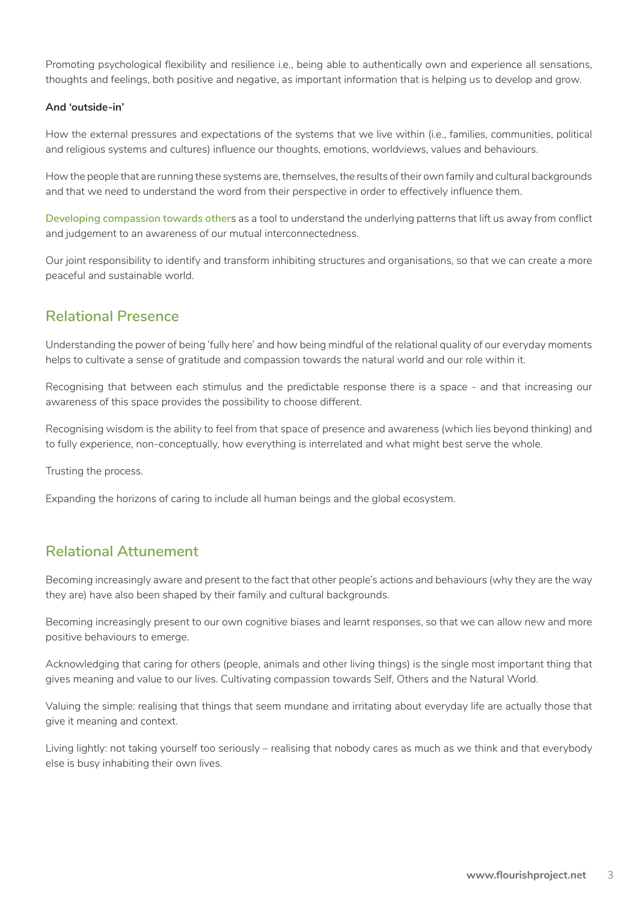Promoting psychological flexibility and resilience i.e., being able to authentically own and experience all sensations, thoughts and feelings, both positive and negative, as important information that is helping us to develop and grow.

**And 'outside-in'**

How the external pressures and expectations of the systems that we live within (i.e., families, communities, political and religious systems and cultures) influence our thoughts, emotions, worldviews, values and behaviours.

How the people that are running these systems are, themselves, the results of their own family and cultural backgrounds and that we need to understand the word from their perspective in order to effectively influence them.

Developing compassion towards others as a tool to understand the underlying patterns that lift us away from conflict and judgement to an awareness of our mutual interconnectedness.

Our joint responsibility to identify and transform inhibiting structures and organisations, so that we can create a more peaceful and sustainable world.

## Relational Presence

Understanding the power of being 'fully here' and how being mindful of the relational quality of our everyday moments helps to cultivate a sense of gratitude and compassion towards the natural world and our role within it.

Recognising that between each stimulus and the predictable response there is a space - and that increasing our awareness of this space provides the possibility to choose different.

Recognising wisdom is the ability to feel from that space of presence and awareness (which lies beyond thinking) and to fully experience, non-conceptually, how everything is interrelated and what might best serve the whole.

Trusting the process.

Expanding the horizons of caring to include all human beings and the global ecosystem.

## Relational Attunement

Becoming increasingly aware and present to the fact that other people's actions and behaviours (why they are the way they are) have also been shaped by their family and cultural backgrounds.

Becoming increasingly present to our own cognitive biases and learnt responses, so that we can allow new and more positive behaviours to emerge.

Acknowledging that caring for others (people, animals and other living things) is the single most important thing that gives meaning and value to our lives. Cultivating compassion towards Self, Others and the Natural World.

Valuing the simple: realising that things that seem mundane and irritating about everyday life are actually those that give it meaning and context.

Living lightly: not taking yourself too seriously – realising that nobody cares as much as we think and that everybody else is busy inhabiting their own lives.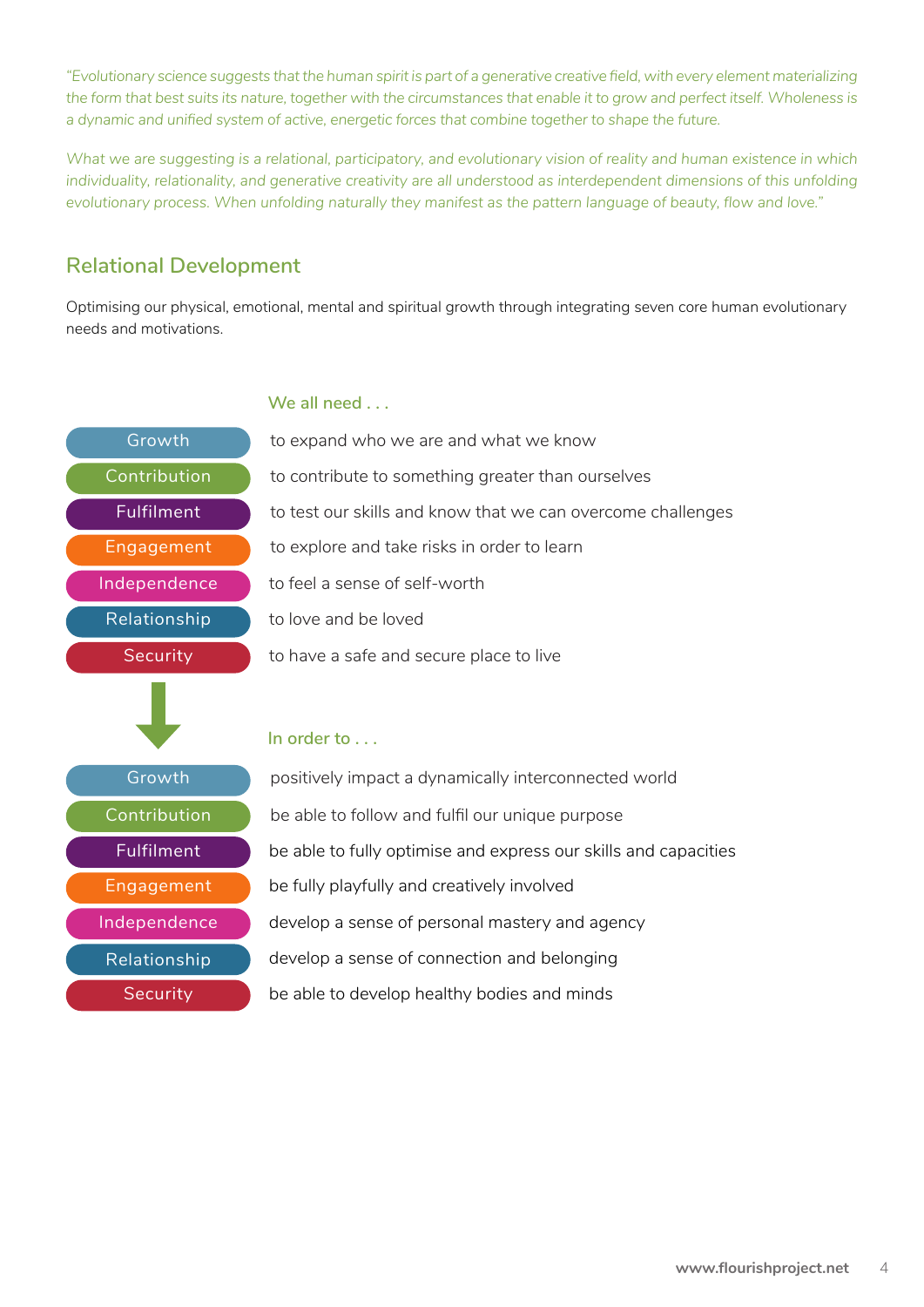*"Evolutionary science suggests that the human spirit is part of a generative creative field, with every element materializing the form that best suits its nature, together with the circumstances that enable it to grow and perfect itself. Wholeness is a dynamic and unified system of active, energetic forces that combine together to shape the future.*

*What we are suggesting is a relational, participatory, and evolutionary vision of reality and human existence in which individuality, relationality, and generative creativity are all understood as interdependent dimensions of this unfolding evolutionary process. When unfolding naturally they manifest as the pattern language of beauty, flow and love."*

## Relational Development

Optimising our physical, emotional, mental and spiritual growth through integrating seven core human evolutionary needs and motivations.

| | We all need . . . |
|---|---|
| Growth | to expand who we are and what we know |
| Contribution | to contribute to something greater than ourselves |
| Fulfilment | to test our skills and know that we can overcome challenges |
| Engagement | to explore and take risks in order to learn |
| Independence | to feel a sense of self-worth |
| Relationship | to love and be loved |
| Security | to have a safe and secure place to live |

| | In order to . . . |
|---|---|
| Growth | positively impact a dynamically interconnected world |
| Contribution | be able to follow and fulfil our unique purpose |
| Fulfilment | be able to fully optimise and express our skills and capacities |
| Engagement | be fully playfully and creatively involved |
| Independence | develop a sense of personal mastery and agency |
| Relationship | develop a sense of connection and belonging |
| Security | be able to develop healthy bodies and minds |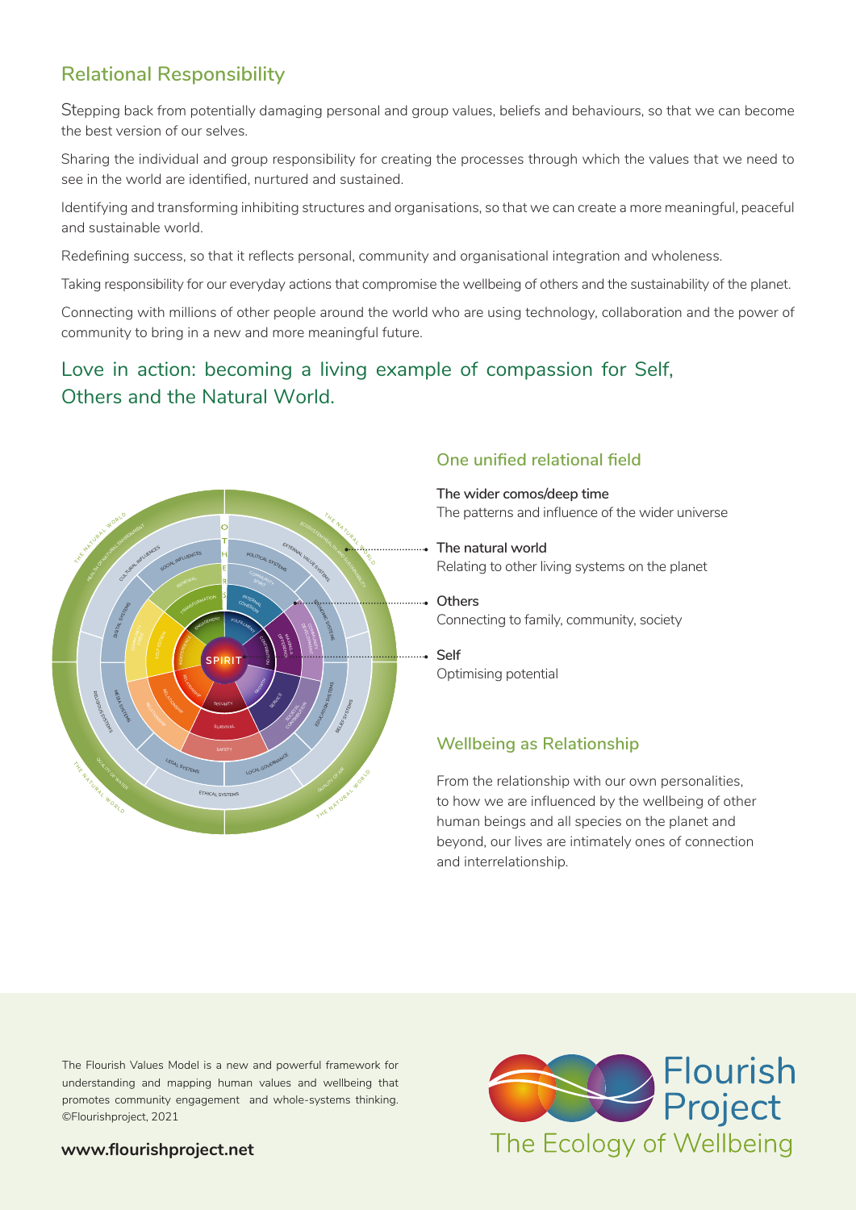## Relational Responsibility

Stepping back from potentially damaging personal and group values, beliefs and behaviours, so that we can become the best version of our selves.

Sharing the individual and group responsibility for creating the processes through which the values that we need to see in the world are identified, nurtured and sustained.

Identifying and transforming inhibiting structures and organisations, so that we can create a more meaningful, peaceful and sustainable world.

Redefining success, so that it reflects personal, community and organisational integration and wholeness.

Taking responsibility for our everyday actions that compromise the wellbeing of others and the sustainability of the planet.

Connecting with millions of other people around the world who are using technology, collaboration and the power of community to bring in a new and more meaningful future.

## Love in action: becoming a living example of compassion for Self, Others and the Natural World.

### One unified relational field

**The wider comos/deep time**
The patterns and influence of the wider universe

**The natural world**
Relating to other living systems on the planet

**Others**
Connecting to family, community, society

**Self**
Optimising potential

### Wellbeing as Relationship

From the relationship with our own personalities, to how we are influenced by the wellbeing of other human beings and all species on the planet and beyond, our lives are intimately ones of connection and interrelationship.

The Flourish Values Model is a new and powerful framework for understanding and mapping human values and wellbeing that promotes community engagement and whole-systems thinking. ©Flourishproject, 2021

**www.flourishproject.net**

Flourish Project
The Ecology of Wellbeing